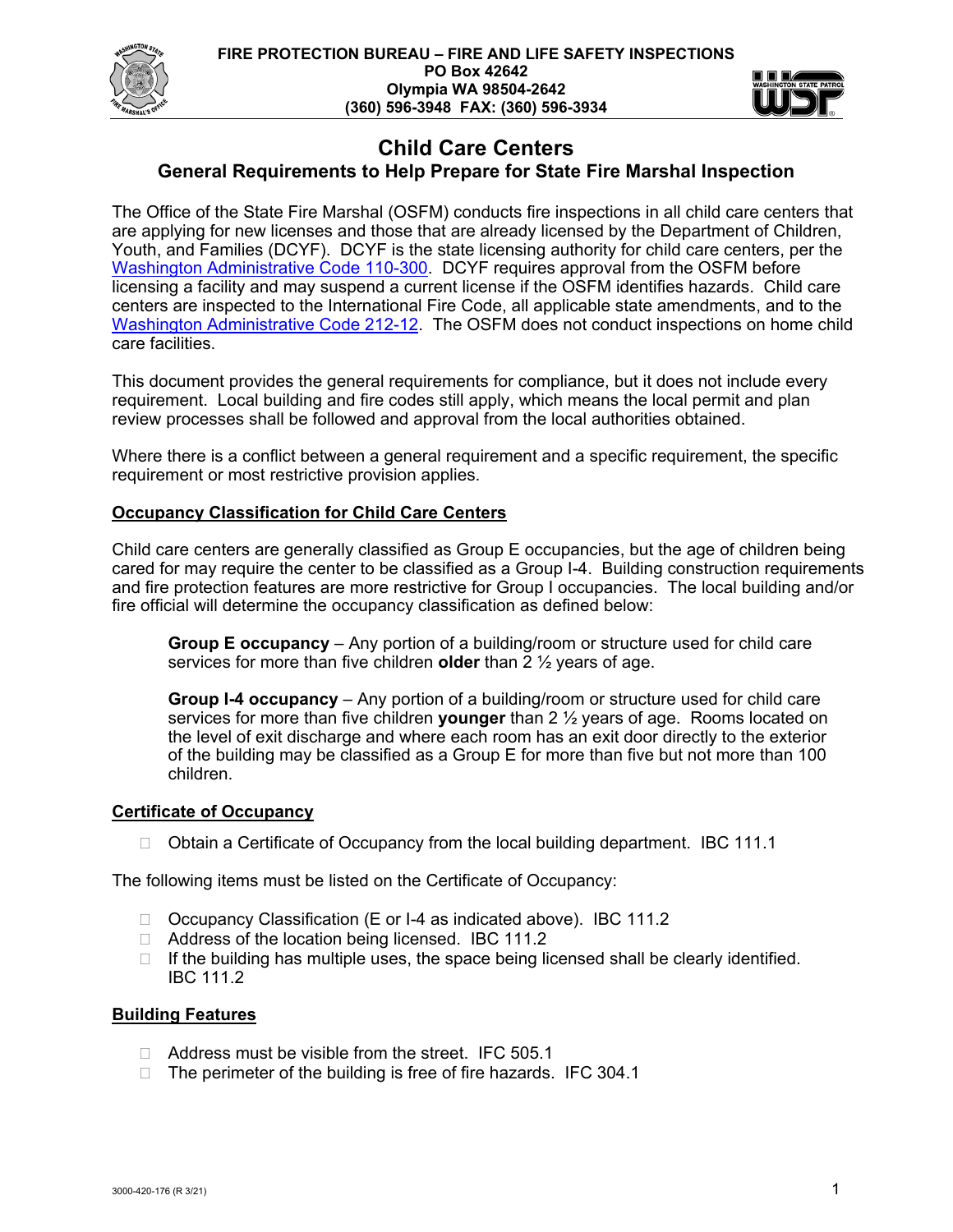FIRE PROTECTION BUREAU – FIRE AND LIFE SAFETY INSPECTIONS
PO Box 42642
Olympia WA 98504-2642
(360) 596-3948 FAX: (360) 596-3934

# Child Care Centers

## General Requirements to Help Prepare for State Fire Marshal Inspection

The Office of the State Fire Marshal (OSFM) conducts fire inspections in all child care centers that are applying for new licenses and those that are already licensed by the Department of Children, Youth, and Families (DCYF). DCYF is the state licensing authority for child care centers, per the Washington Administrative Code 110-300. DCYF requires approval from the OSFM before licensing a facility and may suspend a current license if the OSFM identifies hazards. Child care centers are inspected to the International Fire Code, all applicable state amendments, and to the Washington Administrative Code 212-12. The OSFM does not conduct inspections on home child care facilities.

This document provides the general requirements for compliance, but it does not include every requirement. Local building and fire codes still apply, which means the local permit and plan review processes shall be followed and approval from the local authorities obtained.

Where there is a conflict between a general requirement and a specific requirement, the specific requirement or most restrictive provision applies.

### Occupancy Classification for Child Care Centers

Child care centers are generally classified as Group E occupancies, but the age of children being cared for may require the center to be classified as a Group I-4. Building construction requirements and fire protection features are more restrictive for Group I occupancies. The local building and/or fire official will determine the occupancy classification as defined below:

> **Group E occupancy** – Any portion of a building/room or structure used for child care services for more than five children **older** than 2 ½ years of age.
>
> **Group I-4 occupancy** – Any portion of a building/room or structure used for child care services for more than five children **younger** than 2 ½ years of age. Rooms located on the level of exit discharge and where each room has an exit door directly to the exterior of the building may be classified as a Group E for more than five but not more than 100 children.

### Certificate of Occupancy

- ☐ Obtain a Certificate of Occupancy from the local building department. IBC 111.1

The following items must be listed on the Certificate of Occupancy:

- ☐ Occupancy Classification (E or I-4 as indicated above). IBC 111.2
- ☐ Address of the location being licensed. IBC 111.2
- ☐ If the building has multiple uses, the space being licensed shall be clearly identified. IBC 111.2

### Building Features

- ☐ Address must be visible from the street. IFC 505.1
- ☐ The perimeter of the building is free of fire hazards. IFC 304.1

3000-420-176 (R 3/21)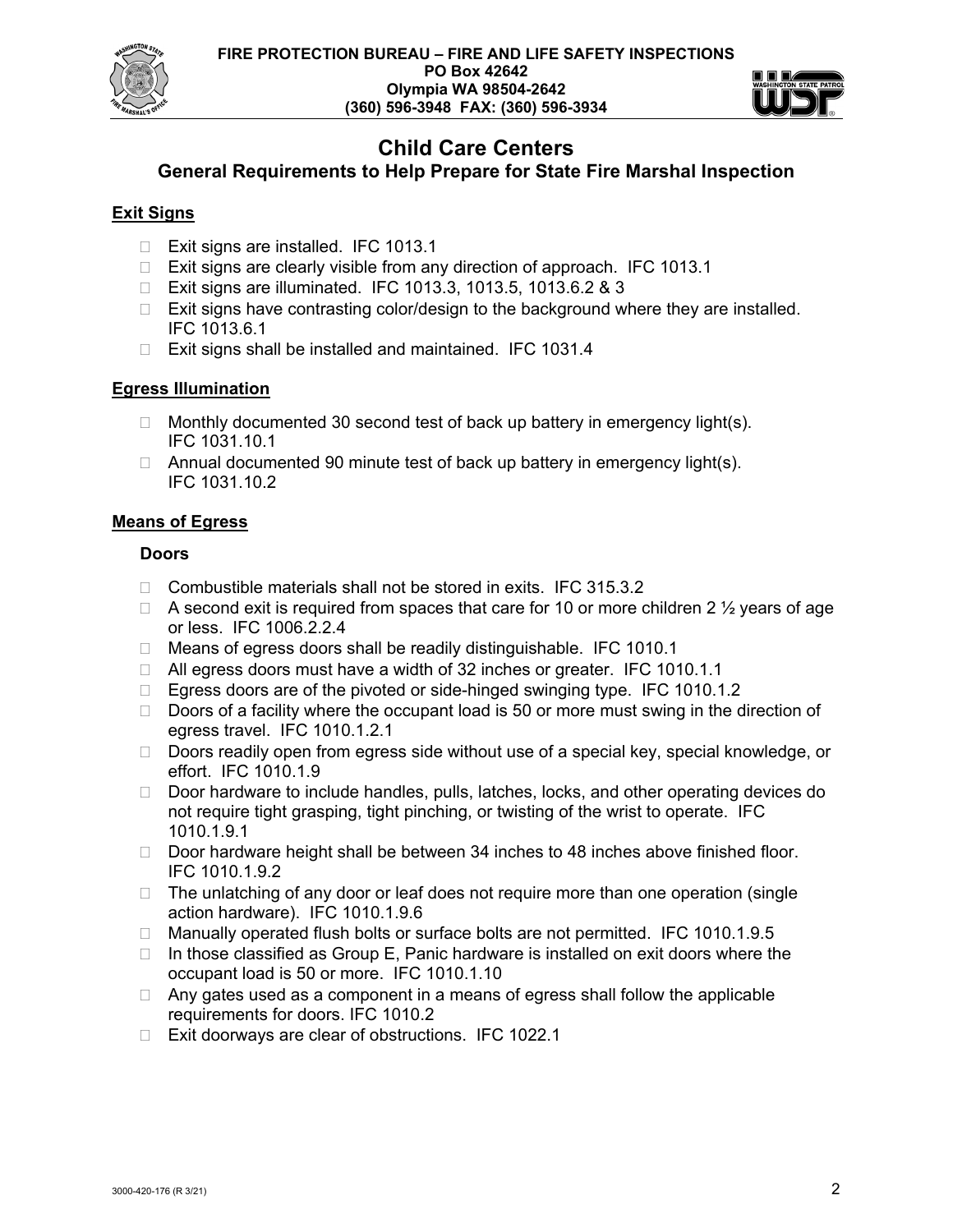# Child Care Centers

## General Requirements to Help Prepare for State Fire Marshal Inspection

### Exit Signs

- Exit signs are installed. IFC 1013.1
- Exit signs are clearly visible from any direction of approach. IFC 1013.1
- Exit signs are illuminated. IFC 1013.3, 1013.5, 1013.6.2 & 3
- Exit signs have contrasting color/design to the background where they are installed. IFC 1013.6.1
- Exit signs shall be installed and maintained. IFC 1031.4

### Egress Illumination

- Monthly documented 30 second test of back up battery in emergency light(s). IFC 1031.10.1
- Annual documented 90 minute test of back up battery in emergency light(s). IFC 1031.10.2

### Means of Egress

#### Doors

- Combustible materials shall not be stored in exits. IFC 315.3.2
- A second exit is required from spaces that care for 10 or more children 2 ½ years of age or less. IFC 1006.2.2.4
- Means of egress doors shall be readily distinguishable. IFC 1010.1
- All egress doors must have a width of 32 inches or greater. IFC 1010.1.1
- Egress doors are of the pivoted or side-hinged swinging type. IFC 1010.1.2
- Doors of a facility where the occupant load is 50 or more must swing in the direction of egress travel. IFC 1010.1.2.1
- Doors readily open from egress side without use of a special key, special knowledge, or effort. IFC 1010.1.9
- Door hardware to include handles, pulls, latches, locks, and other operating devices do not require tight grasping, tight pinching, or twisting of the wrist to operate. IFC 1010.1.9.1
- Door hardware height shall be between 34 inches to 48 inches above finished floor. IFC 1010.1.9.2
- The unlatching of any door or leaf does not require more than one operation (single action hardware). IFC 1010.1.9.6
- Manually operated flush bolts or surface bolts are not permitted. IFC 1010.1.9.5
- In those classified as Group E, Panic hardware is installed on exit doors where the occupant load is 50 or more. IFC 1010.1.10
- Any gates used as a component in a means of egress shall follow the applicable requirements for doors. IFC 1010.2
- Exit doorways are clear of obstructions. IFC 1022.1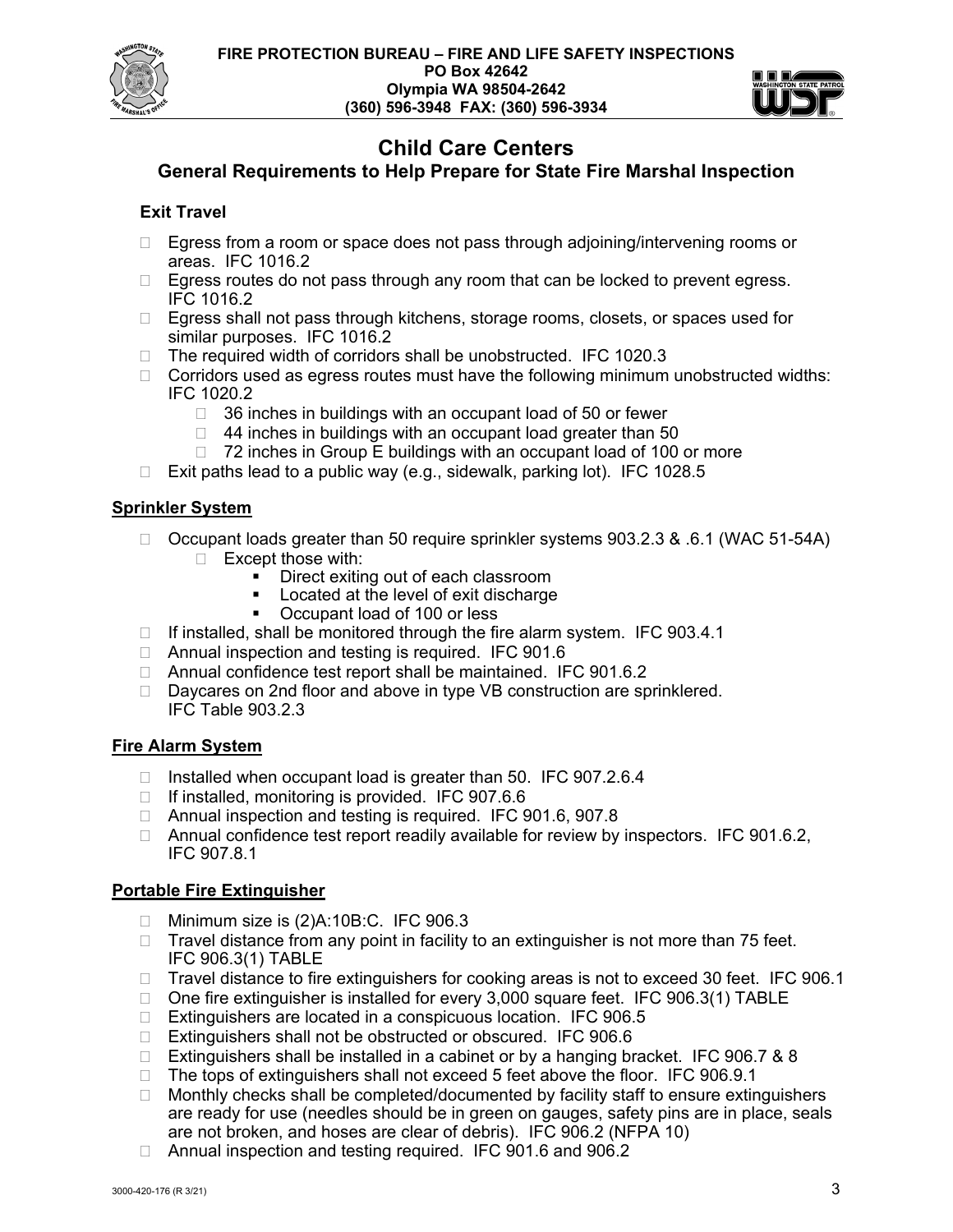FIRE PROTECTION BUREAU – FIRE AND LIFE SAFETY INSPECTIONS
PO Box 42642
Olympia WA 98504-2642
(360) 596-3948 FAX: (360) 596-3934

# Child Care Centers

## General Requirements to Help Prepare for State Fire Marshal Inspection

### Exit Travel

- Egress from a room or space does not pass through adjoining/intervening rooms or areas. IFC 1016.2
- Egress routes do not pass through any room that can be locked to prevent egress. IFC 1016.2
- Egress shall not pass through kitchens, storage rooms, closets, or spaces used for similar purposes. IFC 1016.2
- The required width of corridors shall be unobstructed. IFC 1020.3
- Corridors used as egress routes must have the following minimum unobstructed widths: IFC 1020.2
  - 36 inches in buildings with an occupant load of 50 or fewer
  - 44 inches in buildings with an occupant load greater than 50
  - 72 inches in Group E buildings with an occupant load of 100 or more
- Exit paths lead to a public way (e.g., sidewalk, parking lot). IFC 1028.5

### Sprinkler System

- Occupant loads greater than 50 require sprinkler systems 903.2.3 & .6.1 (WAC 51-54A)
  - Except those with:
    - Direct exiting out of each classroom
    - Located at the level of exit discharge
    - Occupant load of 100 or less
- If installed, shall be monitored through the fire alarm system. IFC 903.4.1
- Annual inspection and testing is required. IFC 901.6
- Annual confidence test report shall be maintained. IFC 901.6.2
- Daycares on 2nd floor and above in type VB construction are sprinklered. IFC Table 903.2.3

### Fire Alarm System

- Installed when occupant load is greater than 50. IFC 907.2.6.4
- If installed, monitoring is provided. IFC 907.6.6
- Annual inspection and testing is required. IFC 901.6, 907.8
- Annual confidence test report readily available for review by inspectors. IFC 901.6.2, IFC 907.8.1

### Portable Fire Extinguisher

- Minimum size is (2)A:10B:C. IFC 906.3
- Travel distance from any point in facility to an extinguisher is not more than 75 feet. IFC 906.3(1) TABLE
- Travel distance to fire extinguishers for cooking areas is not to exceed 30 feet. IFC 906.1
- One fire extinguisher is installed for every 3,000 square feet. IFC 906.3(1) TABLE
- Extinguishers are located in a conspicuous location. IFC 906.5
- Extinguishers shall not be obstructed or obscured. IFC 906.6
- Extinguishers shall be installed in a cabinet or by a hanging bracket. IFC 906.7 & 8
- The tops of extinguishers shall not exceed 5 feet above the floor. IFC 906.9.1
- Monthly checks shall be completed/documented by facility staff to ensure extinguishers are ready for use (needles should be in green on gauges, safety pins are in place, seals are not broken, and hoses are clear of debris). IFC 906.2 (NFPA 10)
- Annual inspection and testing required. IFC 901.6 and 906.2

3000-420-176 (R 3/21)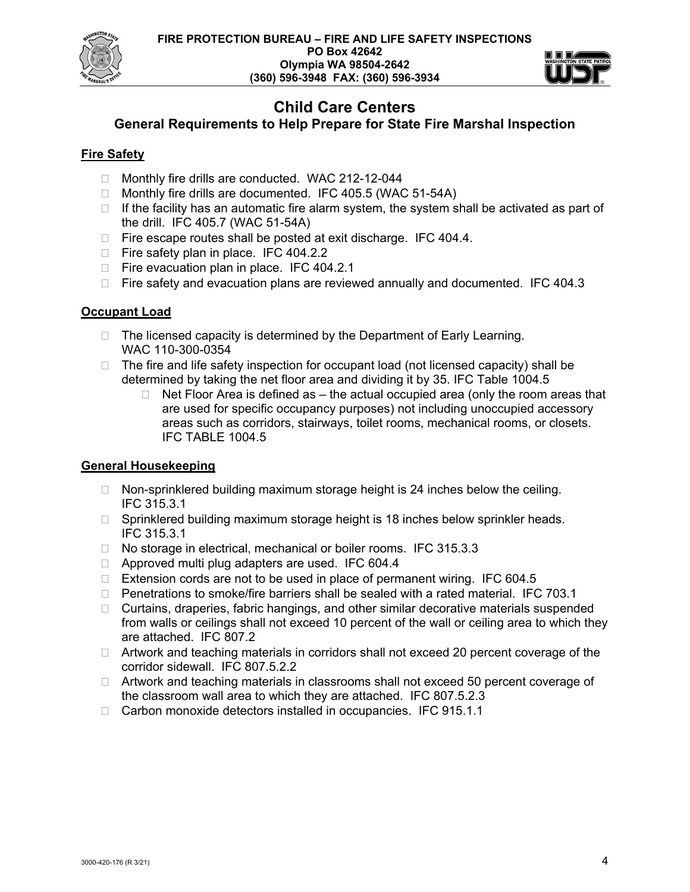FIRE PROTECTION BUREAU – FIRE AND LIFE SAFETY INSPECTIONS
PO Box 42642
Olympia WA 98504-2642
(360) 596-3948 FAX: (360) 596-3934

# Child Care Centers

## General Requirements to Help Prepare for State Fire Marshal Inspection

### Fire Safety

- Monthly fire drills are conducted. WAC 212-12-044
- Monthly fire drills are documented. IFC 405.5 (WAC 51-54A)
- If the facility has an automatic fire alarm system, the system shall be activated as part of the drill. IFC 405.7 (WAC 51-54A)
- Fire escape routes shall be posted at exit discharge. IFC 404.4.
- Fire safety plan in place. IFC 404.2.2
- Fire evacuation plan in place. IFC 404.2.1
- Fire safety and evacuation plans are reviewed annually and documented. IFC 404.3

### Occupant Load

- The licensed capacity is determined by the Department of Early Learning. WAC 110-300-0354
- The fire and life safety inspection for occupant load (not licensed capacity) shall be determined by taking the net floor area and dividing it by 35. IFC Table 1004.5
  - Net Floor Area is defined as – the actual occupied area (only the room areas that are used for specific occupancy purposes) not including unoccupied accessory areas such as corridors, stairways, toilet rooms, mechanical rooms, or closets. IFC TABLE 1004.5

### General Housekeeping

- Non-sprinklered building maximum storage height is 24 inches below the ceiling. IFC 315.3.1
- Sprinklered building maximum storage height is 18 inches below sprinkler heads. IFC 315.3.1
- No storage in electrical, mechanical or boiler rooms. IFC 315.3.3
- Approved multi plug adapters are used. IFC 604.4
- Extension cords are not to be used in place of permanent wiring. IFC 604.5
- Penetrations to smoke/fire barriers shall be sealed with a rated material. IFC 703.1
- Curtains, draperies, fabric hangings, and other similar decorative materials suspended from walls or ceilings shall not exceed 10 percent of the wall or ceiling area to which they are attached. IFC 807.2
- Artwork and teaching materials in corridors shall not exceed 20 percent coverage of the corridor sidewall. IFC 807.5.2.2
- Artwork and teaching materials in classrooms shall not exceed 50 percent coverage of the classroom wall area to which they are attached. IFC 807.5.2.3
- Carbon monoxide detectors installed in occupancies. IFC 915.1.1

3000-420-176 (R 3/21)